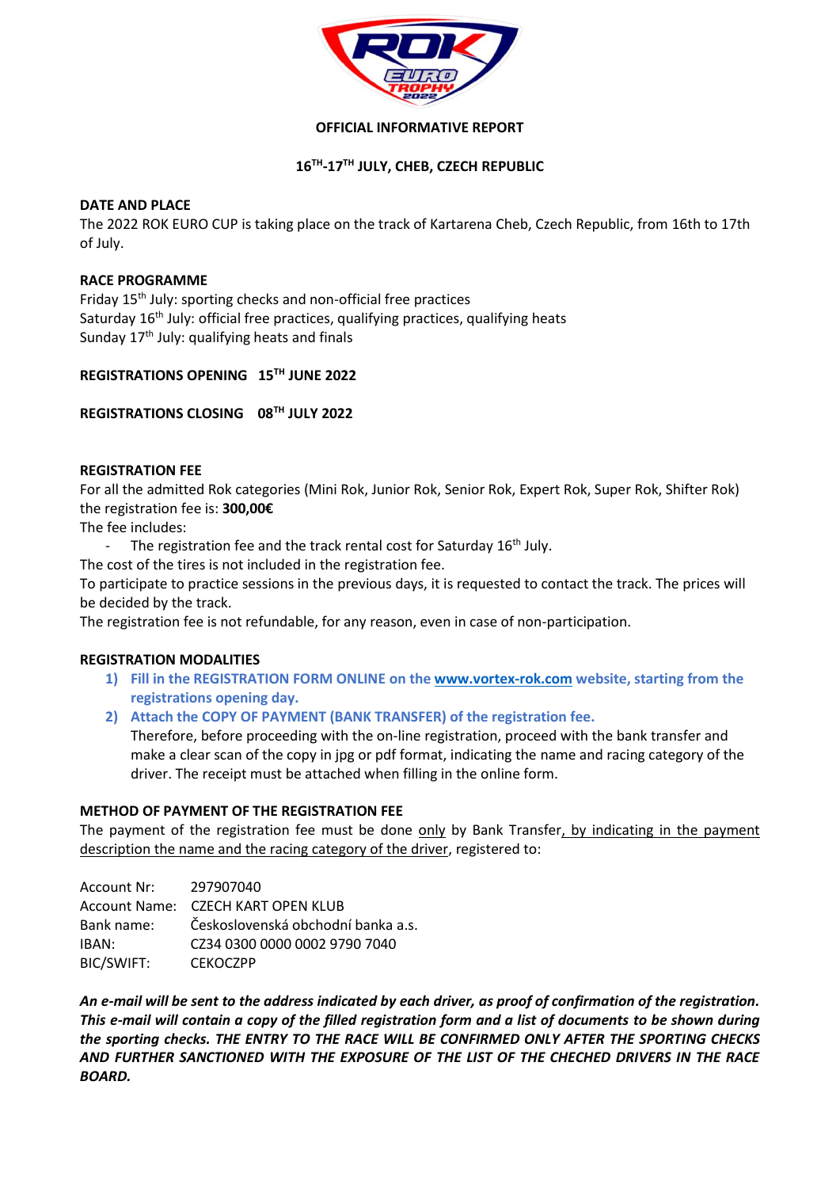**OFFICIAL INFORMATIVE REPORT**

**16TH-17TH JULY, CHEB, CZECH REPUBLIC**

**DATE AND PLACE**

The 2022 ROK EURO CUP is taking place on the track of Kartarena Cheb, Czech Republic, from 16th to 17th of July.

**RACE PROGRAMME**

Friday 15th July: sporting checks and non-official free practices
Saturday 16th July: official free practices, qualifying practices, qualifying heats
Sunday 17th July: qualifying heats and finals

**REGISTRATIONS OPENING 15TH JUNE 2022**

**REGISTRATIONS CLOSING 08TH JULY 2022**

**REGISTRATION FEE**

For all the admitted Rok categories (Mini Rok, Junior Rok, Senior Rok, Expert Rok, Super Rok, Shifter Rok) the registration fee is: **300,00€**

The fee includes:

- The registration fee and the track rental cost for Saturday 16th July.

The cost of the tires is not included in the registration fee.

To participate to practice sessions in the previous days, it is requested to contact the track. The prices will be decided by the track.

The registration fee is not refundable, for any reason, even in case of non-participation.

**REGISTRATION MODALITIES**

1) **Fill in the REGISTRATION FORM ONLINE on the www.vortex-rok.com website, starting from the registrations opening day.**
2) **Attach the COPY OF PAYMENT (BANK TRANSFER) of the registration fee.**
   Therefore, before proceeding with the on-line registration, proceed with the bank transfer and make a clear scan of the copy in jpg or pdf format, indicating the name and racing category of the driver. The receipt must be attached when filling in the online form.

**METHOD OF PAYMENT OF THE REGISTRATION FEE**

The payment of the registration fee must be done only by Bank Transfer, by indicating in the payment description the name and the racing category of the driver, registered to:

Account Nr: 297907040
Account Name: CZECH KART OPEN KLUB
Bank name: Československá obchodní banka a.s.
IBAN: CZ34 0300 0000 0002 9790 7040
BIC/SWIFT: CEKOCZPP

***An e-mail will be sent to the address indicated by each driver, as proof of confirmation of the registration. This e-mail will contain a copy of the filled registration form and a list of documents to be shown during the sporting checks. THE ENTRY TO THE RACE WILL BE CONFIRMED ONLY AFTER THE SPORTING CHECKS AND FURTHER SANCTIONED WITH THE EXPOSURE OF THE LIST OF THE CHECHED DRIVERS IN THE RACE BOARD.***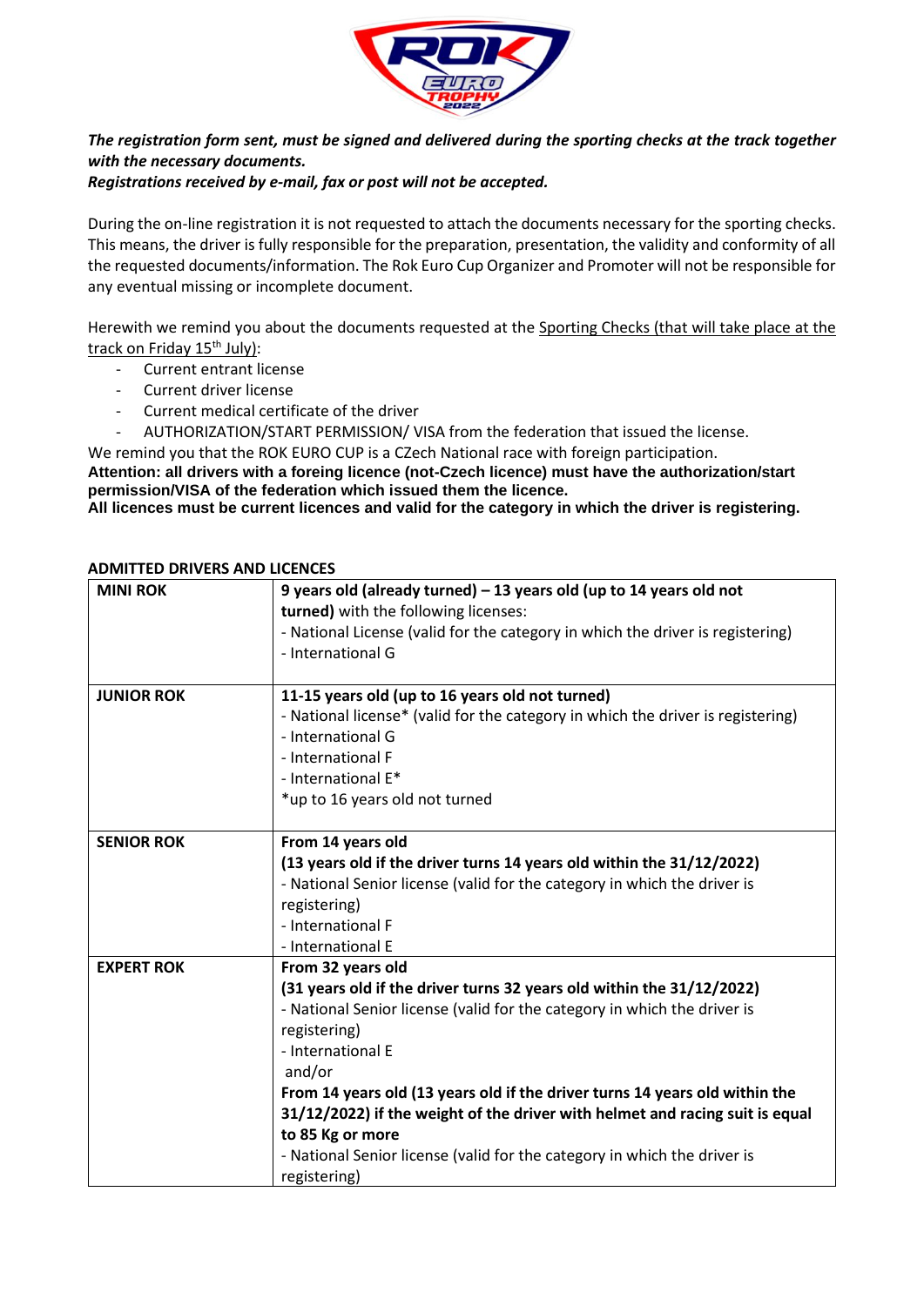***The registration form sent, must be signed and delivered during the sporting checks at the track together with the necessary documents.***
***Registrations received by e-mail, fax or post will not be accepted.***

During the on-line registration it is not requested to attach the documents necessary for the sporting checks. This means, the driver is fully responsible for the preparation, presentation, the validity and conformity of all the requested documents/information. The Rok Euro Cup Organizer and Promoter will not be responsible for any eventual missing or incomplete document.

Herewith we remind you about the documents requested at the Sporting Checks (that will take place at the track on Friday 15th July):

- Current entrant license
- Current driver license
- Current medical certificate of the driver
- AUTHORIZATION/START PERMISSION/ VISA from the federation that issued the license.

We remind you that the ROK EURO CUP is a CZech National race with foreign participation.
**Attention: all drivers with a foreing licence (not-Czech licence) must have the authorization/start permission/VISA of the federation which issued them the licence.**
**All licences must be current licences and valid for the category in which the driver is registering.**

**ADMITTED DRIVERS AND LICENCES**

| | |
|---|---|
| **MINI ROK** | **9 years old (already turned) – 13 years old (up to 14 years old not turned)** with the following licenses:<br>- National License (valid for the category in which the driver is registering)<br>- International G |
| **JUNIOR ROK** | **11-15 years old (up to 16 years old not turned)**<br>- National license* (valid for the category in which the driver is registering)<br>- International G<br>- International F<br>- International E*<br>*up to 16 years old not turned |
| **SENIOR ROK** | **From 14 years old**<br>**(13 years old if the driver turns 14 years old within the 31/12/2022)**<br>- National Senior license (valid for the category in which the driver is registering)<br>- International F<br>- International E |
| **EXPERT ROK** | **From 32 years old**<br>**(31 years old if the driver turns 32 years old within the 31/12/2022)**<br>- National Senior license (valid for the category in which the driver is registering)<br>- International E<br>and/or<br>**From 14 years old (13 years old if the driver turns 14 years old within the 31/12/2022) if the weight of the driver with helmet and racing suit is equal to 85 Kg or more**<br>- National Senior license (valid for the category in which the driver is registering) |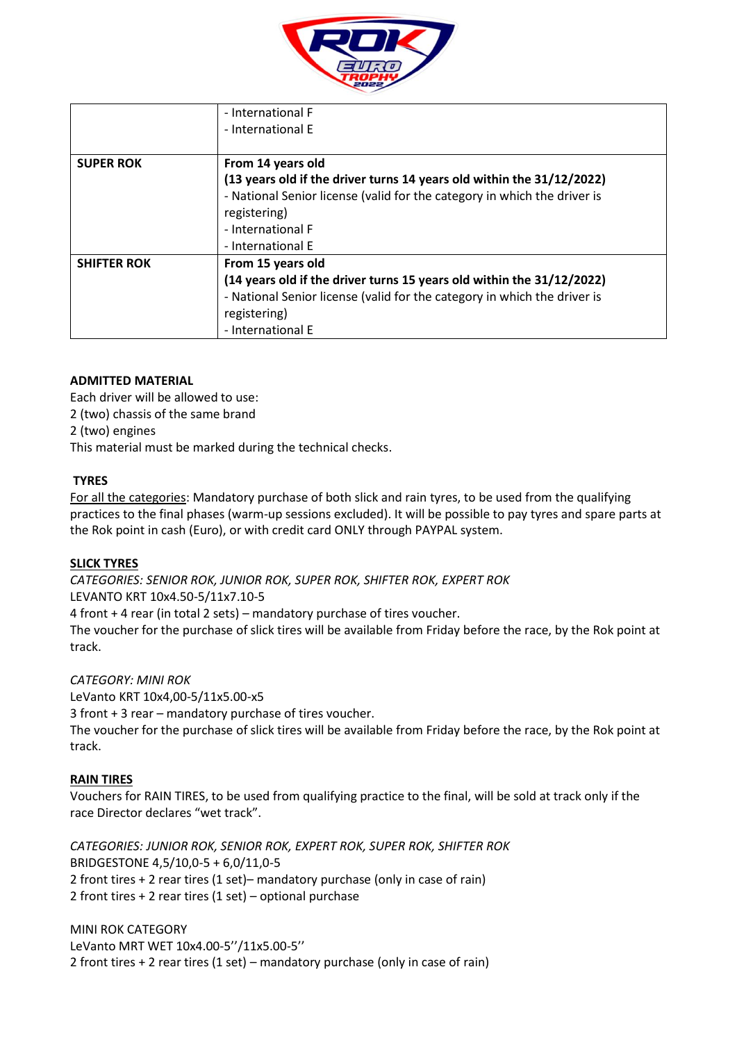| | |
|---|---|
| | - International F<br>- International E |
| **SUPER ROK** | **From 14 years old**<br>**(13 years old if the driver turns 14 years old within the 31/12/2022)**<br>- National Senior license (valid for the category in which the driver is registering)<br>- International F<br>- International E |
| **SHIFTER ROK** | **From 15 years old**<br>**(14 years old if the driver turns 15 years old within the 31/12/2022)**<br>- National Senior license (valid for the category in which the driver is registering)<br>- International E |

**ADMITTED MATERIAL**

Each driver will be allowed to use:
2 (two) chassis of the same brand
2 (two) engines
This material must be marked during the technical checks.

**TYRES**

For all the categories: Mandatory purchase of both slick and rain tyres, to be used from the qualifying practices to the final phases (warm-up sessions excluded). It will be possible to pay tyres and spare parts at the Rok point in cash (Euro), or with credit card ONLY through PAYPAL system.

**SLICK TYRES**

*CATEGORIES: SENIOR ROK, JUNIOR ROK, SUPER ROK, SHIFTER ROK, EXPERT ROK*
LEVANTO KRT 10x4.50-5/11x7.10-5
4 front + 4 rear (in total 2 sets) – mandatory purchase of tires voucher.
The voucher for the purchase of slick tires will be available from Friday before the race, by the Rok point at track.

*CATEGORY: MINI ROK*
LeVanto KRT 10x4,00-5/11x5.00-x5
3 front + 3 rear – mandatory purchase of tires voucher.
The voucher for the purchase of slick tires will be available from Friday before the race, by the Rok point at track.

**RAIN TIRES**

Vouchers for RAIN TIRES, to be used from qualifying practice to the final, will be sold at track only if the race Director declares "wet track".

*CATEGORIES: JUNIOR ROK, SENIOR ROK, EXPERT ROK, SUPER ROK, SHIFTER ROK*
BRIDGESTONE 4,5/10,0-5 + 6,0/11,0-5
2 front tires + 2 rear tires (1 set)– mandatory purchase (only in case of rain)
2 front tires + 2 rear tires (1 set) – optional purchase

MINI ROK CATEGORY
LeVanto MRT WET 10x4.00-5''/11x5.00-5''
2 front tires + 2 rear tires (1 set) – mandatory purchase (only in case of rain)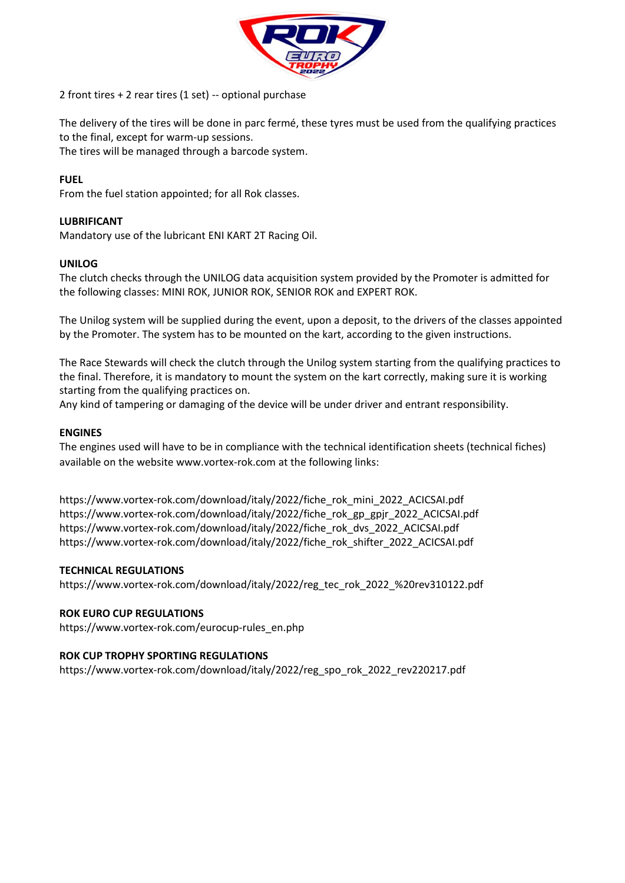2 front tires + 2 rear tires (1 set) -- optional purchase

The delivery of the tires will be done in parc fermé, these tyres must be used from the qualifying practices to the final, except for warm-up sessions.
The tires will be managed through a barcode system.

**FUEL**
From the fuel station appointed; for all Rok classes.

**LUBRIFICANT**
Mandatory use of the lubricant ENI KART 2T Racing Oil.

**UNILOG**
The clutch checks through the UNILOG data acquisition system provided by the Promoter is admitted for the following classes: MINI ROK, JUNIOR ROK, SENIOR ROK and EXPERT ROK.

The Unilog system will be supplied during the event, upon a deposit, to the drivers of the classes appointed by the Promoter. The system has to be mounted on the kart, according to the given instructions.

The Race Stewards will check the clutch through the Unilog system starting from the qualifying practices to the final. Therefore, it is mandatory to mount the system on the kart correctly, making sure it is working starting from the qualifying practices on.
Any kind of tampering or damaging of the device will be under driver and entrant responsibility.

**ENGINES**
The engines used will have to be in compliance with the technical identification sheets (technical fiches) available on the website www.vortex-rok.com at the following links:

https://www.vortex-rok.com/download/italy/2022/fiche_rok_mini_2022_ACICSAI.pdf
https://www.vortex-rok.com/download/italy/2022/fiche_rok_gp_gpjr_2022_ACICSAI.pdf
https://www.vortex-rok.com/download/italy/2022/fiche_rok_dvs_2022_ACICSAI.pdf
https://www.vortex-rok.com/download/italy/2022/fiche_rok_shifter_2022_ACICSAI.pdf

**TECHNICAL REGULATIONS**
https://www.vortex-rok.com/download/italy/2022/reg_tec_rok_2022_%20rev310122.pdf

**ROK EURO CUP REGULATIONS**
https://www.vortex-rok.com/eurocup-rules_en.php

**ROK CUP TROPHY SPORTING REGULATIONS**
https://www.vortex-rok.com/download/italy/2022/reg_spo_rok_2022_rev220217.pdf